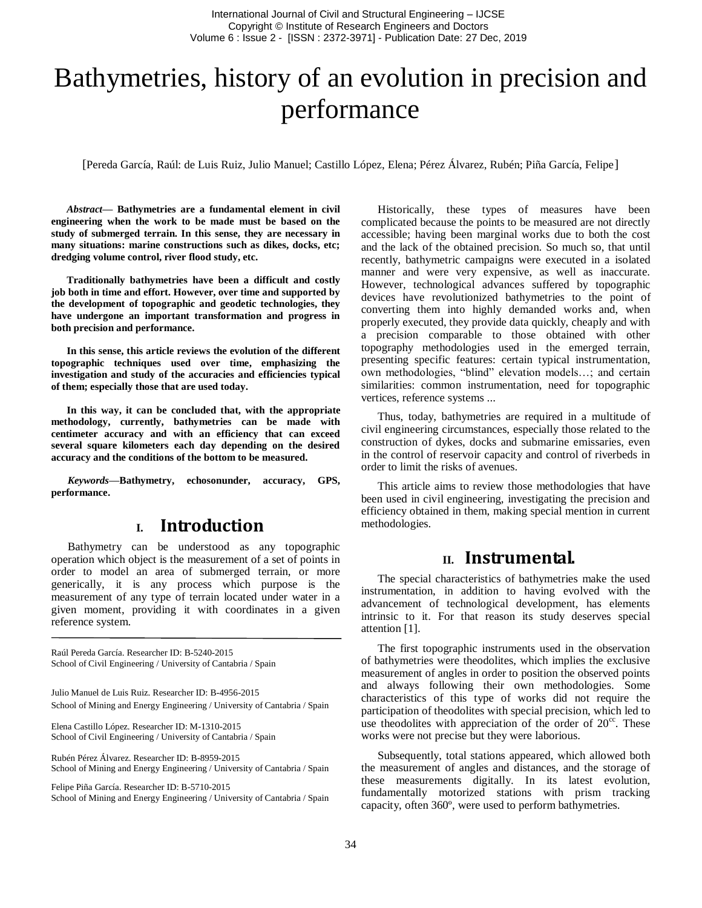# Bathymetries, history of an evolution in precision and performance

[Pereda García, Raúl: de Luis Ruiz, Julio Manuel; Castillo López, Elena; Pérez Álvarez, Rubén; Piña García, Felipe]

***Abstract*— Bathymetries are a fundamental element in civil engineering when the work to be made must be based on the study of submerged terrain. In this sense, they are necessary in many situations: marine constructions such as dikes, docks, etc; dredging volume control, river flood study, etc.**

**Traditionally bathymetries have been a difficult and costly job both in time and effort. However, over time and supported by the development of topographic and geodetic technologies, they have undergone an important transformation and progress in both precision and performance.**

**In this sense, this article reviews the evolution of the different topographic techniques used over time, emphasizing the investigation and study of the accuracies and efficiencies typical of them; especially those that are used today.**

**In this way, it can be concluded that, with the appropriate methodology, currently, bathymetries can be made with centimeter accuracy and with an efficiency that can exceed several square kilometers each day depending on the desired accuracy and the conditions of the bottom to be measured.**

***Keywords*—Bathymetry, echosonunder, accuracy, GPS, performance.**

## I. Introduction

Bathymetry can be understood as any topographic operation which object is the measurement of a set of points in order to model an area of submerged terrain, or more generically, it is any process which purpose is the measurement of any type of terrain located under water in a given moment, providing it with coordinates in a given reference system.

Raúl Pereda García. Researcher ID: B-5240-2015
School of Civil Engineering / University of Cantabria / Spain

Julio Manuel de Luis Ruiz. Researcher ID: B-4956-2015
School of Mining and Energy Engineering / University of Cantabria / Spain

Elena Castillo López. Researcher ID: M-1310-2015
School of Civil Engineering / University of Cantabria / Spain

Rubén Pérez Álvarez. Researcher ID: B-8959-2015
School of Mining and Energy Engineering / University of Cantabria / Spain

Felipe Piña García. Researcher ID: B-5710-2015
School of Mining and Energy Engineering / University of Cantabria / Spain

Historically, these types of measures have been complicated because the points to be measured are not directly accessible; having been marginal works due to both the cost and the lack of the obtained precision. So much so, that until recently, bathymetric campaigns were executed in a isolated manner and were very expensive, as well as inaccurate. However, technological advances suffered by topographic devices have revolutionized bathymetries to the point of converting them into highly demanded works and, when properly executed, they provide data quickly, cheaply and with a precision comparable to those obtained with other topography methodologies used in the emerged terrain, presenting specific features: certain typical instrumentation, own methodologies, "blind" elevation models…; and certain similarities: common instrumentation, need for topographic vertices, reference systems ...

Thus, today, bathymetries are required in a multitude of civil engineering circumstances, especially those related to the construction of dykes, docks and submarine emissaries, even in the control of reservoir capacity and control of riverbeds in order to limit the risks of avenues.

This article aims to review those methodologies that have been used in civil engineering, investigating the precision and efficiency obtained in them, making special mention in current methodologies.

## II. Instrumental.

The special characteristics of bathymetries make the used instrumentation, in addition to having evolved with the advancement of technological development, has elements intrinsic to it. For that reason its study deserves special attention [1].

The first topographic instruments used in the observation of bathymetries were theodolites, which implies the exclusive measurement of angles in order to position the observed points and always following their own methodologies. Some characteristics of this type of works did not require the participation of theodolites with special precision, which led to use theodolites with appreciation of the order of $20^{cc}$. These works were not precise but they were laborious.

Subsequently, total stations appeared, which allowed both the measurement of angles and distances, and the storage of these measurements digitally. In its latest evolution, fundamentally motorized stations with prism tracking capacity, often 360º, were used to perform bathymetries.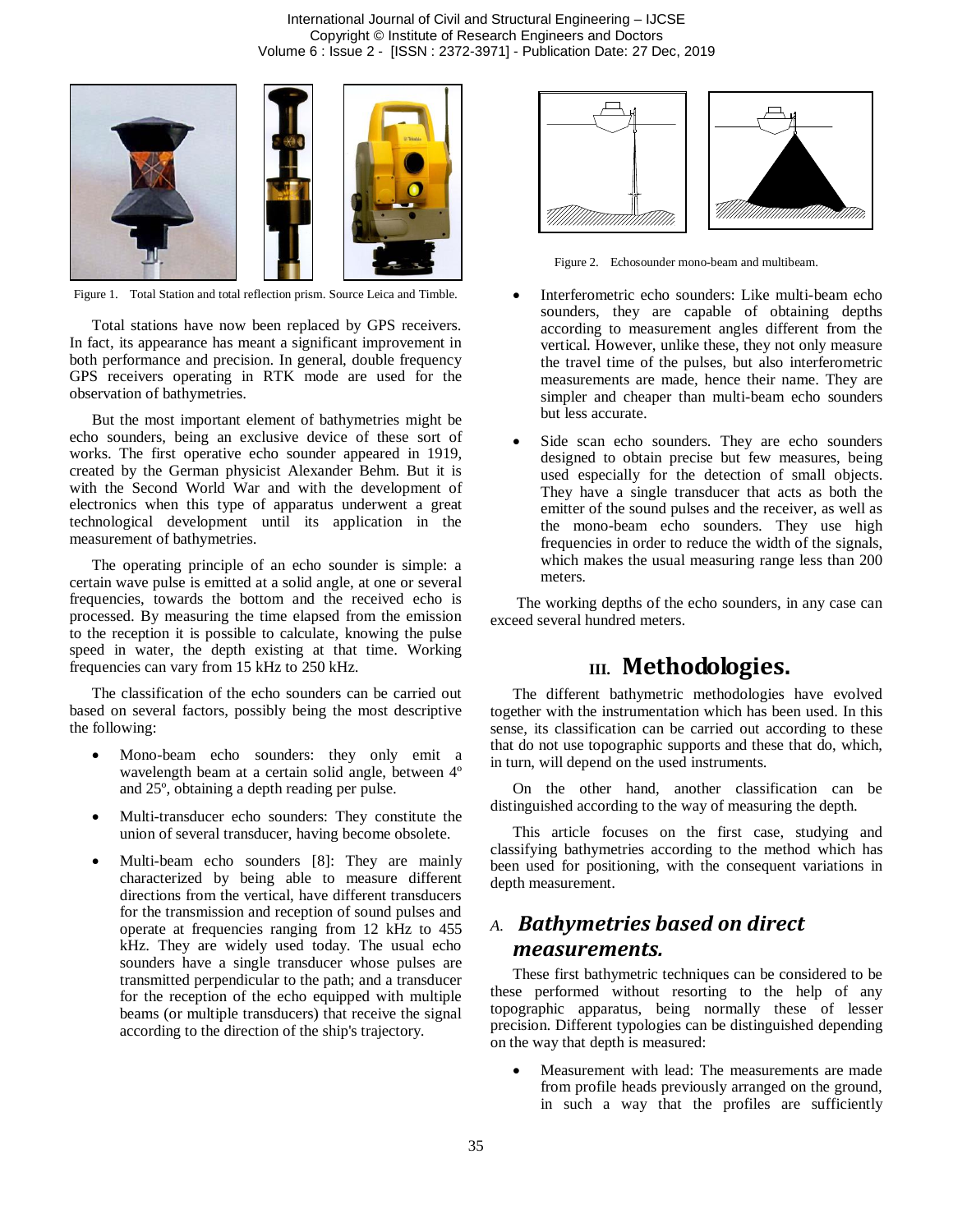Figure 1. Total Station and total reflection prism. Source Leica and Timble.

Total stations have now been replaced by GPS receivers. In fact, its appearance has meant a significant improvement in both performance and precision. In general, double frequency GPS receivers operating in RTK mode are used for the observation of bathymetries.

But the most important element of bathymetries might be echo sounders, being an exclusive device of these sort of works. The first operative echo sounder appeared in 1919, created by the German physicist Alexander Behm. But it is with the Second World War and with the development of electronics when this type of apparatus underwent a great technological development until its application in the measurement of bathymetries.

The operating principle of an echo sounder is simple: a certain wave pulse is emitted at a solid angle, at one or several frequencies, towards the bottom and the received echo is processed. By measuring the time elapsed from the emission to the reception it is possible to calculate, knowing the pulse speed in water, the depth existing at that time. Working frequencies can vary from 15 kHz to 250 kHz.

The classification of the echo sounders can be carried out based on several factors, possibly being the most descriptive the following:

- Mono-beam echo sounders: they only emit a wavelength beam at a certain solid angle, between 4º and 25º, obtaining a depth reading per pulse.
- Multi-transducer echo sounders: They constitute the union of several transducer, having become obsolete.
- Multi-beam echo sounders [8]: They are mainly characterized by being able to measure different directions from the vertical, have different transducers for the transmission and reception of sound pulses and operate at frequencies ranging from 12 kHz to 455 kHz. They are widely used today. The usual echo sounders have a single transducer whose pulses are transmitted perpendicular to the path; and a transducer for the reception of the echo equipped with multiple beams (or multiple transducers) that receive the signal according to the direction of the ship's trajectory.

Figure 2. Echosounder mono-beam and multibeam.

- Interferometric echo sounders: Like multi-beam echo sounders, they are capable of obtaining depths according to measurement angles different from the vertical. However, unlike these, they not only measure the travel time of the pulses, but also interferometric measurements are made, hence their name. They are simpler and cheaper than multi-beam echo sounders but less accurate.
- Side scan echo sounders. They are echo sounders designed to obtain precise but few measures, being used especially for the detection of small objects. They have a single transducer that acts as both the emitter of the sound pulses and the receiver, as well as the mono-beam echo sounders. They use high frequencies in order to reduce the width of the signals, which makes the usual measuring range less than 200 meters.

The working depths of the echo sounders, in any case can exceed several hundred meters.

# III. Methodologies.

The different bathymetric methodologies have evolved together with the instrumentation which has been used. In this sense, its classification can be carried out according to these that do not use topographic supports and these that do, which, in turn, will depend on the used instruments.

On the other hand, another classification can be distinguished according to the way of measuring the depth.

This article focuses on the first case, studying and classifying bathymetries according to the method which has been used for positioning, with the consequent variations in depth measurement.

## A. *Bathymetries based on direct measurements.*

These first bathymetric techniques can be considered to be these performed without resorting to the help of any topographic apparatus, being normally these of lesser precision. Different typologies can be distinguished depending on the way that depth is measured:

- Measurement with lead: The measurements are made from profile heads previously arranged on the ground, in such a way that the profiles are sufficiently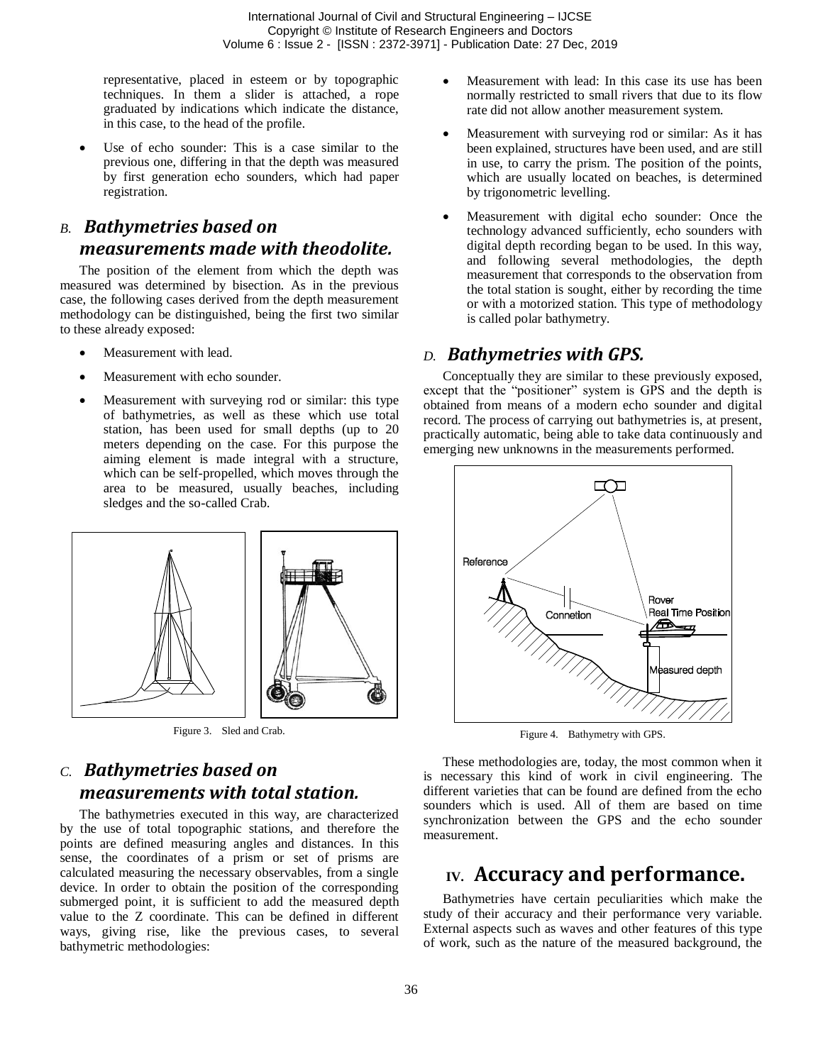representative, placed in esteem or by topographic techniques. In them a slider is attached, a rope graduated by indications which indicate the distance, in this case, to the head of the profile.

- Use of echo sounder: This is a case similar to the previous one, differing in that the depth was measured by first generation echo sounders, which had paper registration.

### *B. Bathymetries based on measurements made with theodolite.*

The position of the element from which the depth was measured was determined by bisection. As in the previous case, the following cases derived from the depth measurement methodology can be distinguished, being the first two similar to these already exposed:

- Measurement with lead.
- Measurement with echo sounder.
- Measurement with surveying rod or similar: this type of bathymetries, as well as these which use total station, has been used for small depths (up to 20 meters depending on the case. For this purpose the aiming element is made integral with a structure, which can be self-propelled, which moves through the area to be measured, usually beaches, including sledges and the so-called Crab.

Figure 3. Sled and Crab.

### *C. Bathymetries based on measurements with total station.*

The bathymetries executed in this way, are characterized by the use of total topographic stations, and therefore the points are defined measuring angles and distances. In this sense, the coordinates of a prism or set of prisms are calculated measuring the necessary observables, from a single device. In order to obtain the position of the corresponding submerged point, it is sufficient to add the measured depth value to the Z coordinate. This can be defined in different ways, giving rise, like the previous cases, to several bathymetric methodologies:

- Measurement with lead: In this case its use has been normally restricted to small rivers that due to its flow rate did not allow another measurement system.
- Measurement with surveying rod or similar: As it has been explained, structures have been used, and are still in use, to carry the prism. The position of the points, which are usually located on beaches, is determined by trigonometric levelling.
- Measurement with digital echo sounder: Once the technology advanced sufficiently, echo sounders with digital depth recording began to be used. In this way, and following several methodologies, the depth measurement that corresponds to the observation from the total station is sought, either by recording the time or with a motorized station. This type of methodology is called polar bathymetry.

### *D. Bathymetries with GPS.*

Conceptually they are similar to these previously exposed, except that the "positioner" system is GPS and the depth is obtained from means of a modern echo sounder and digital record. The process of carrying out bathymetries is, at present, practically automatic, being able to take data continuously and emerging new unknowns in the measurements performed.

Figure 4. Bathymetry with GPS.

These methodologies are, today, the most common when it is necessary this kind of work in civil engineering. The different varieties that can be found are defined from the echo sounders which is used. All of them are based on time synchronization between the GPS and the echo sounder measurement.

## IV. Accuracy and performance.

Bathymetries have certain peculiarities which make the study of their accuracy and their performance very variable. External aspects such as waves and other features of this type of work, such as the nature of the measured background, the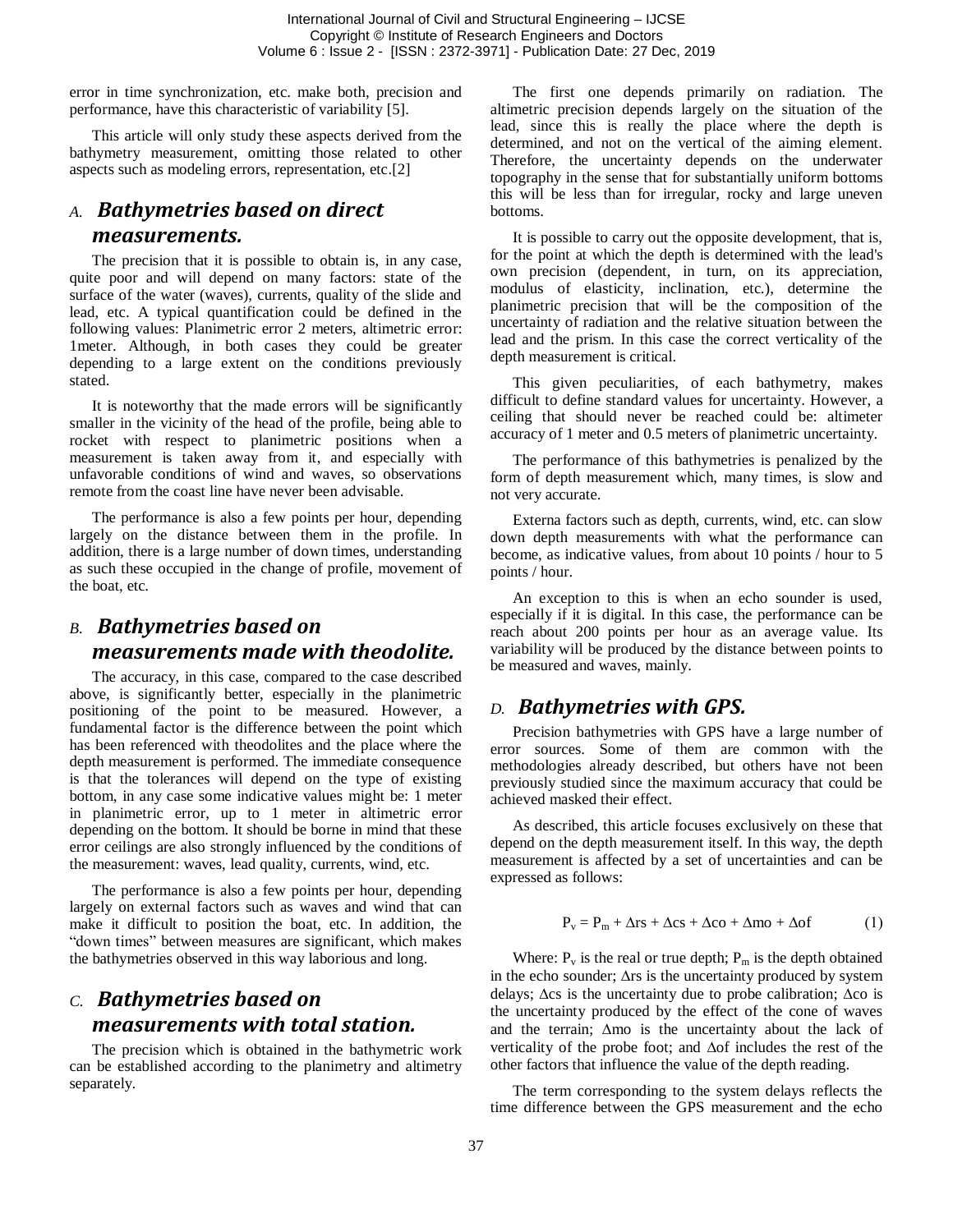error in time synchronization, etc. make both, precision and performance, have this characteristic of variability [5].

This article will only study these aspects derived from the bathymetry measurement, omitting those related to other aspects such as modeling errors, representation, etc.[2]

## *A. Bathymetries based on direct measurements.*

The precision that it is possible to obtain is, in any case, quite poor and will depend on many factors: state of the surface of the water (waves), currents, quality of the slide and lead, etc. A typical quantification could be defined in the following values: Planimetric error 2 meters, altimetric error: 1meter. Although, in both cases they could be greater depending to a large extent on the conditions previously stated.

It is noteworthy that the made errors will be significantly smaller in the vicinity of the head of the profile, being able to rocket with respect to planimetric positions when a measurement is taken away from it, and especially with unfavorable conditions of wind and waves, so observations remote from the coast line have never been advisable.

The performance is also a few points per hour, depending largely on the distance between them in the profile. In addition, there is a large number of down times, understanding as such these occupied in the change of profile, movement of the boat, etc.

## *B. Bathymetries based on measurements made with theodolite.*

The accuracy, in this case, compared to the case described above, is significantly better, especially in the planimetric positioning of the point to be measured. However, a fundamental factor is the difference between the point which has been referenced with theodolites and the place where the depth measurement is performed. The immediate consequence is that the tolerances will depend on the type of existing bottom, in any case some indicative values might be: 1 meter in planimetric error, up to 1 meter in altimetric error depending on the bottom. It should be borne in mind that these error ceilings are also strongly influenced by the conditions of the measurement: waves, lead quality, currents, wind, etc.

The performance is also a few points per hour, depending largely on external factors such as waves and wind that can make it difficult to position the boat, etc. In addition, the "down times" between measures are significant, which makes the bathymetries observed in this way laborious and long.

## *C. Bathymetries based on measurements with total station.*

The precision which is obtained in the bathymetric work can be established according to the planimetry and altimetry separately.

The first one depends primarily on radiation. The altimetric precision depends largely on the situation of the lead, since this is really the place where the depth is determined, and not on the vertical of the aiming element. Therefore, the uncertainty depends on the underwater topography in the sense that for substantially uniform bottoms this will be less than for irregular, rocky and large uneven bottoms.

It is possible to carry out the opposite development, that is, for the point at which the depth is determined with the lead's own precision (dependent, in turn, on its appreciation, modulus of elasticity, inclination, etc.), determine the planimetric precision that will be the composition of the uncertainty of radiation and the relative situation between the lead and the prism. In this case the correct verticality of the depth measurement is critical.

This given peculiarities, of each bathymetry, makes difficult to define standard values for uncertainty. However, a ceiling that should never be reached could be: altimeter accuracy of 1 meter and 0.5 meters of planimetric uncertainty.

The performance of this bathymetries is penalized by the form of depth measurement which, many times, is slow and not very accurate.

Externa factors such as depth, currents, wind, etc. can slow down depth measurements with what the performance can become, as indicative values, from about 10 points / hour to 5 points / hour.

An exception to this is when an echo sounder is used, especially if it is digital. In this case, the performance can be reach about 200 points per hour as an average value. Its variability will be produced by the distance between points to be measured and waves, mainly.

## *D. Bathymetries with GPS.*

Precision bathymetries with GPS have a large number of error sources. Some of them are common with the methodologies already described, but others have not been previously studied since the maximum accuracy that could be achieved masked their effect.

As described, this article focuses exclusively on these that depend on the depth measurement itself. In this way, the depth measurement is affected by a set of uncertainties and can be expressed as follows:

$$P_v = P_m + \Delta rs + \Delta cs + \Delta co + \Delta mo + \Delta of \qquad (1)$$

Where: $P_v$ is the real or true depth; $P_m$ is the depth obtained in the echo sounder; $\Delta rs$ is the uncertainty produced by system delays; $\Delta cs$ is the uncertainty due to probe calibration; $\Delta co$ is the uncertainty produced by the effect of the cone of waves and the terrain; $\Delta mo$ is the uncertainty about the lack of verticality of the probe foot; and $\Delta of$ includes the rest of the other factors that influence the value of the depth reading.

The term corresponding to the system delays reflects the time difference between the GPS measurement and the echo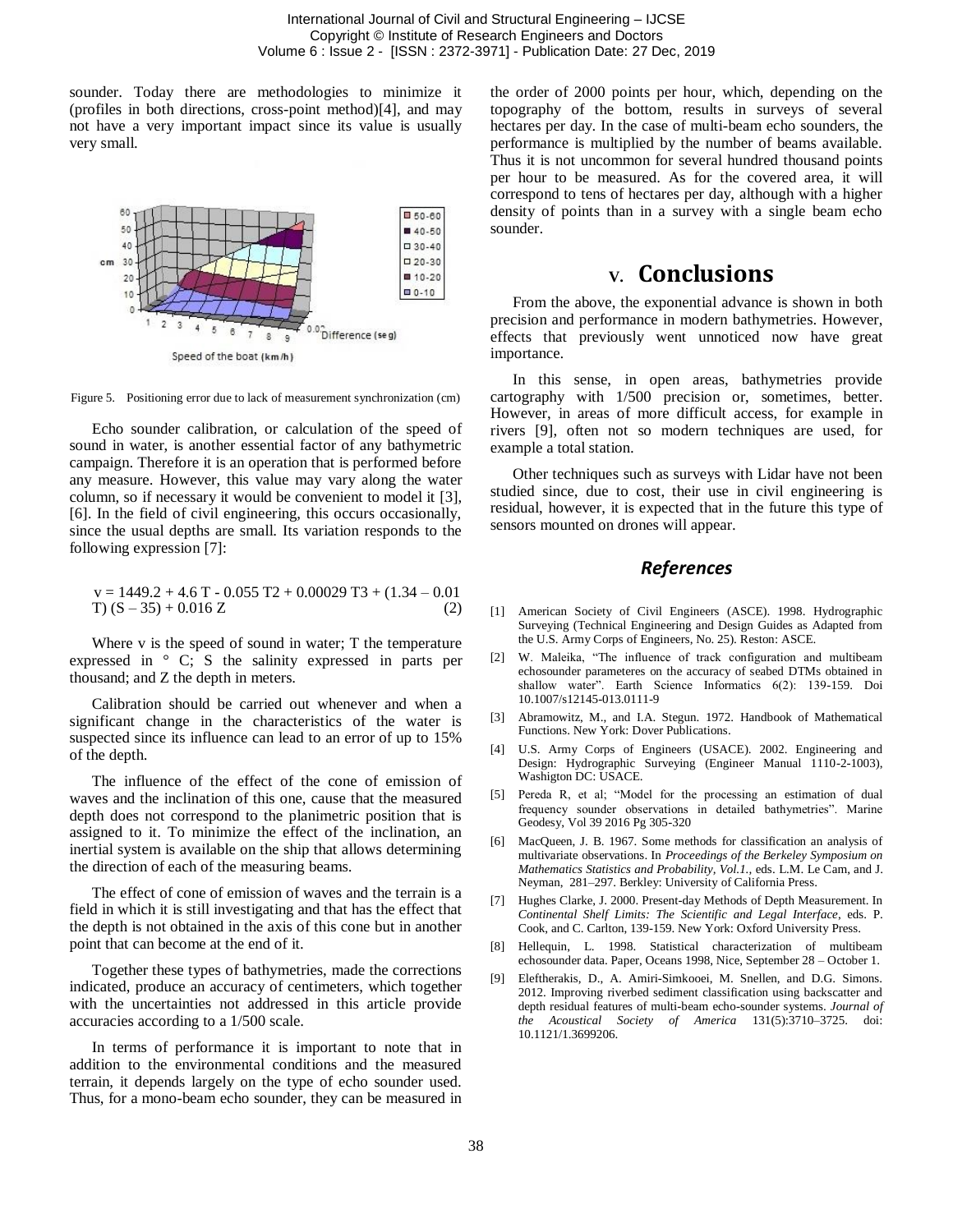sounder. Today there are methodologies to minimize it (profiles in both directions, cross-point method)[4], and may not have a very important impact since its value is usually very small.

60
50
40
cm 30
20
10
0
1 2 3 4 5 6 7 8 9
0.00
Difference (seg)
Speed of the boat (km/h)
50-60
40-50
30-40
20-30
10-20
0-10

Figure 5. Positioning error due to lack of measurement synchronization (cm)

Echo sounder calibration, or calculation of the speed of sound in water, is another essential factor of any bathymetric campaign. Therefore it is an operation that is performed before any measure. However, this value may vary along the water column, so if necessary it would be convenient to model it [3], [6]. In the field of civil engineering, this occurs occasionally, since the usual depths are small. Its variation responds to the following expression [7]:

$$v = 1449.2 + 4.6\,T - 0.055\,T^2 + 0.00029\,T^3 + (1.34 - 0.01\,T)(S - 35) + 0.016\,Z \quad (2)$$

Where v is the speed of sound in water; T the temperature expressed in ° C; S the salinity expressed in parts per thousand; and Z the depth in meters.

Calibration should be carried out whenever and when a significant change in the characteristics of the water is suspected since its influence can lead to an error of up to 15% of the depth.

The influence of the effect of the cone of emission of waves and the inclination of this one, cause that the measured depth does not correspond to the planimetric position that is assigned to it. To minimize the effect of the inclination, an inertial system is available on the ship that allows determining the direction of each of the measuring beams.

The effect of cone of emission of waves and the terrain is a field in which it is still investigating and that has the effect that the depth is not obtained in the axis of this cone but in another point that can become at the end of it.

Together these types of bathymetries, made the corrections indicated, produce an accuracy of centimeters, which together with the uncertainties not addressed in this article provide accuracies according to a 1/500 scale.

In terms of performance it is important to note that in addition to the environmental conditions and the measured terrain, it depends largely on the type of echo sounder used. Thus, for a mono-beam echo sounder, they can be measured in the order of 2000 points per hour, which, depending on the topography of the bottom, results in surveys of several hectares per day. In the case of multi-beam echo sounders, the performance is multiplied by the number of beams available. Thus it is not uncommon for several hundred thousand points per hour to be measured. As for the covered area, it will correspond to tens of hectares per day, although with a higher density of points than in a survey with a single beam echo sounder.

## V. Conclusions

From the above, the exponential advance is shown in both precision and performance in modern bathymetries. However, effects that previously went unnoticed now have great importance.

In this sense, in open areas, bathymetries provide cartography with 1/500 precision or, sometimes, better. However, in areas of more difficult access, for example in rivers [9], often not so modern techniques are used, for example a total station.

Other techniques such as surveys with Lidar have not been studied since, due to cost, their use in civil engineering is residual, however, it is expected that in the future this type of sensors mounted on drones will appear.

## *References*

[1] American Society of Civil Engineers (ASCE). 1998. Hydrographic Surveying (Technical Engineering and Design Guides as Adapted from the U.S. Army Corps of Engineers, No. 25). Reston: ASCE.

[2] W. Maleika, "The influence of track configuration and multibeam echosounder parameteres on the accuracy of seabed DTMs obtained in shallow water". Earth Science Informatics 6(2): 139-159. Doi 10.1007/s12145-013.0111-9

[3] Abramowitz, M., and I.A. Stegun. 1972. Handbook of Mathematical Functions. New York: Dover Publications.

[4] U.S. Army Corps of Engineers (USACE). 2002. Engineering and Design: Hydrographic Surveying (Engineer Manual 1110-2-1003), Washigton DC: USACE.

[5] Pereda R, et al; "Model for the processing an estimation of dual frequency sounder observations in detailed bathymetries". Marine Geodesy, Vol 39 2016 Pg 305-320

[6] MacQueen, J. B. 1967. Some methods for classification an analysis of multivariate observations. In *Proceedings of the Berkeley Symposium on Mathematics Statistics and Probability, Vol.1.*, eds. L.M. Le Cam, and J. Neyman, 281–297. Berkley: University of California Press.

[7] Hughes Clarke, J. 2000. Present-day Methods of Depth Measurement. In *Continental Shelf Limits: The Scientific and Legal Interface*, eds. P. Cook, and C. Carlton, 139-159. New York: Oxford University Press.

[8] Hellequin, L. 1998. Statistical characterization of multibeam echosounder data. Paper, Oceans 1998, Nice, September 28 – October 1.

[9] Eleftherakis, D., A. Amiri-Simkooei, M. Snellen, and D.G. Simons. 2012. Improving riverbed sediment classification using backscatter and depth residual features of multi-beam echo-sounder systems. *Journal of the Acoustical Society of America* 131(5):3710–3725. doi: 10.1121/1.3699206.